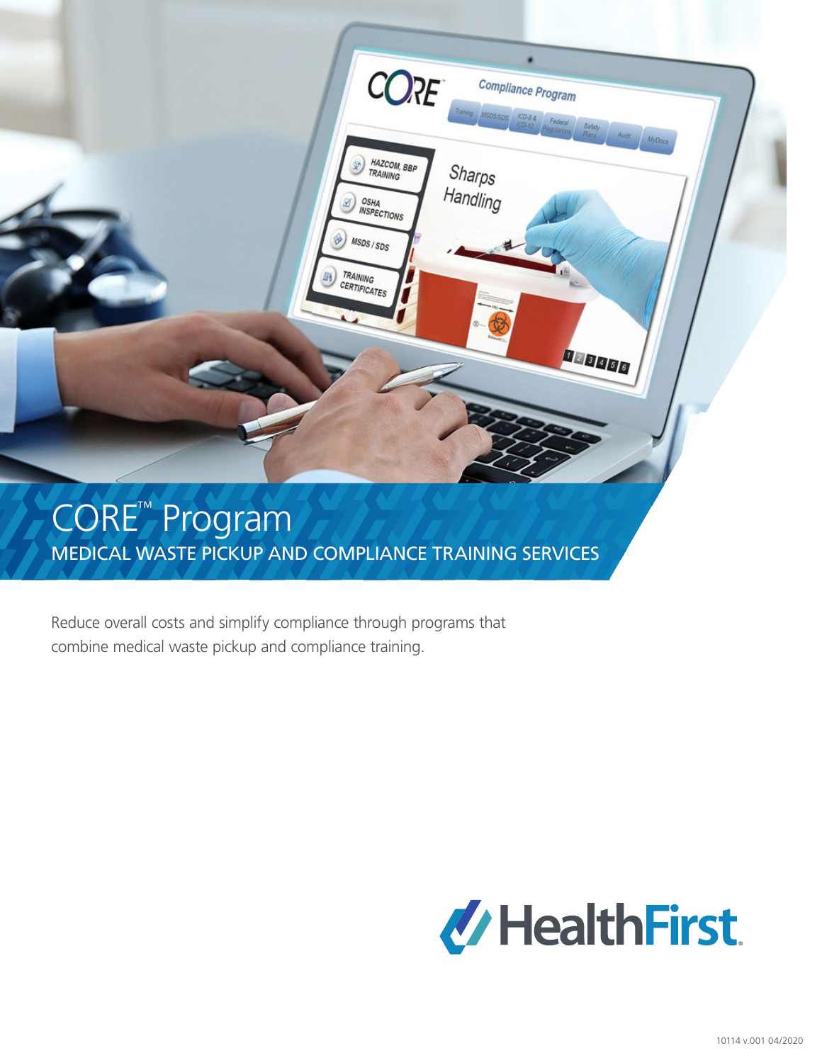# CORE™ Program

## MEDICAL WASTE PICKUP AND COMPLIANCE TRAINING SERVICES

Reduce overall costs and simplify compliance through programs that combine medical waste pickup and compliance training.

HealthFirst

10114 v.001 04/2020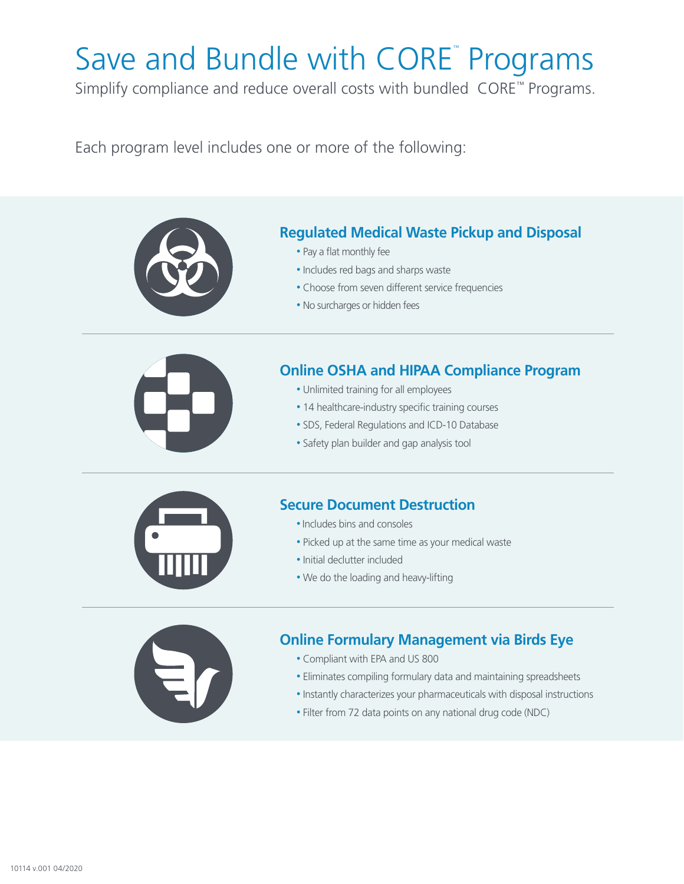# Save and Bundle with CORE™ Programs

Simplify compliance and reduce overall costs with bundled CORE™ Programs.

Each program level includes one or more of the following:

## Regulated Medical Waste Pickup and Disposal

- Pay a flat monthly fee
- Includes red bags and sharps waste
- Choose from seven different service frequencies
- No surcharges or hidden fees

## Online OSHA and HIPAA Compliance Program

- Unlimited training for all employees
- 14 healthcare-industry specific training courses
- SDS, Federal Regulations and ICD-10 Database
- Safety plan builder and gap analysis tool

## Secure Document Destruction

- Includes bins and consoles
- Picked up at the same time as your medical waste
- Initial declutter included
- We do the loading and heavy-lifting

## Online Formulary Management via Birds Eye

- Compliant with EPA and US 800
- Eliminates compiling formulary data and maintaining spreadsheets
- Instantly characterizes your pharmaceuticals with disposal instructions
- Filter from 72 data points on any national drug code (NDC)

10114 v.001 04/2020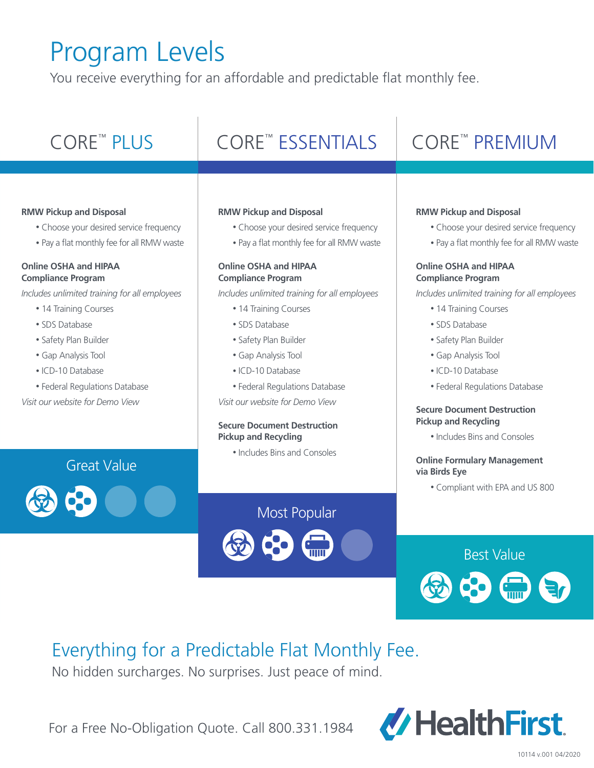# Program Levels

You receive everything for an affordable and predictable flat monthly fee.

## CORE™ PLUS

**RMW Pickup and Disposal**

- Choose your desired service frequency
- Pay a flat monthly fee for all RMW waste

**Online OSHA and HIPAA Compliance Program**

*Includes unlimited training for all employees*

- 14 Training Courses
- SDS Database
- Safety Plan Builder
- Gap Analysis Tool
- ICD-10 Database
- Federal Regulations Database

*Visit our website for Demo View*

Great Value

## CORE™ ESSENTIALS

**RMW Pickup and Disposal**

- Choose your desired service frequency
- Pay a flat monthly fee for all RMW waste

**Online OSHA and HIPAA Compliance Program**

*Includes unlimited training for all employees*

- 14 Training Courses
- SDS Database
- Safety Plan Builder
- Gap Analysis Tool
- ICD-10 Database
- Federal Regulations Database

*Visit our website for Demo View*

**Secure Document Destruction Pickup and Recycling**

- Includes Bins and Consoles

Most Popular

## CORE™ PREMIUM

**RMW Pickup and Disposal**

- Choose your desired service frequency
- Pay a flat monthly fee for all RMW waste

**Online OSHA and HIPAA Compliance Program**

*Includes unlimited training for all employees*

- 14 Training Courses
- SDS Database
- Safety Plan Builder
- Gap Analysis Tool
- ICD-10 Database
- Federal Regulations Database

**Secure Document Destruction Pickup and Recycling**

- Includes Bins and Consoles

**Online Formulary Management via Birds Eye**

- Compliant with EPA and US 800

Best Value

## Everything for a Predictable Flat Monthly Fee.

No hidden surcharges. No surprises. Just peace of mind.

For a Free No-Obligation Quote. Call 800.331.1984

HealthFirst.

10114 v.001 04/2020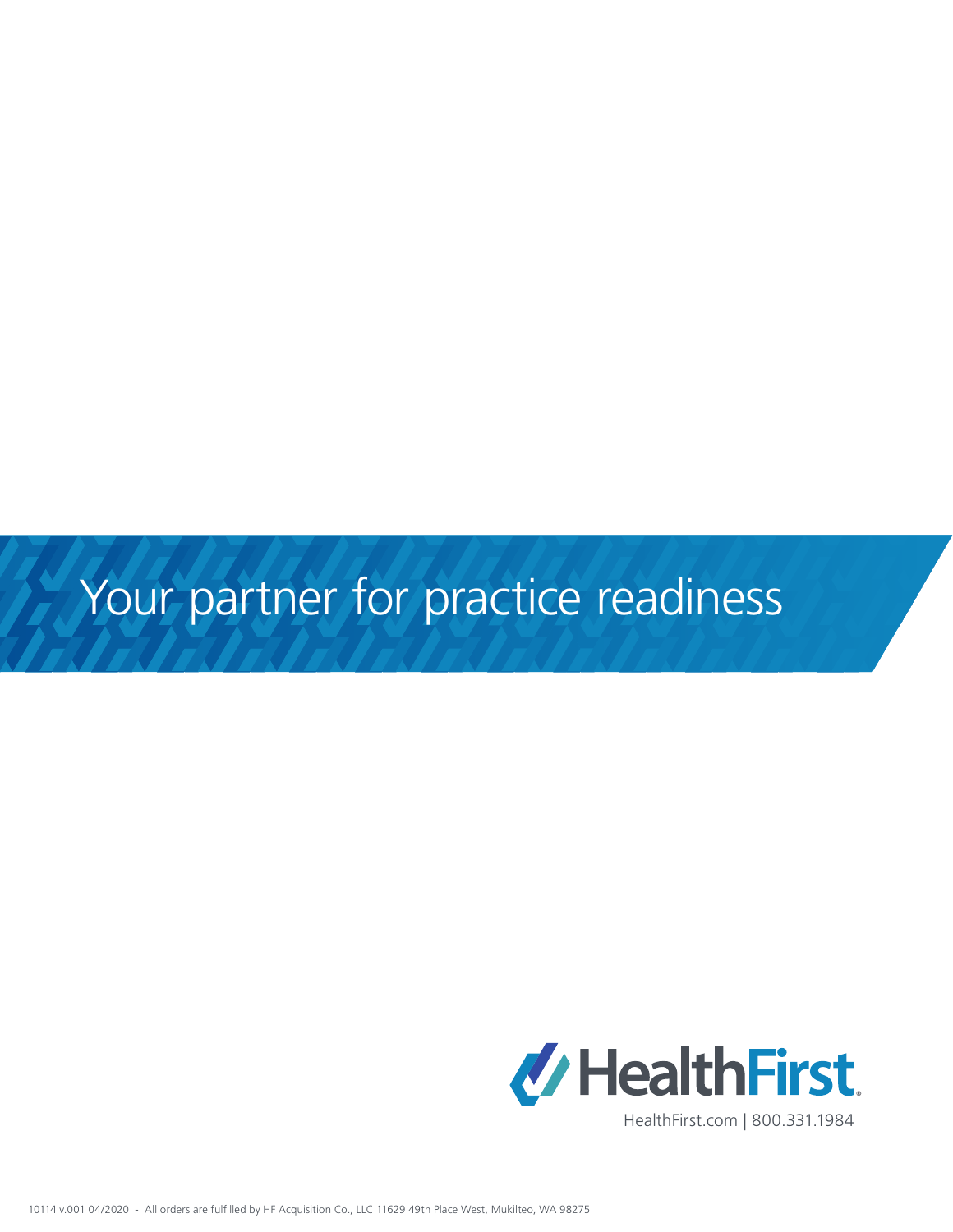# Your partner for practice readiness

HealthFirst

HealthFirst.com | 800.331.1984

10114 v.001 04/2020 - All orders are fulfilled by HF Acquisition Co., LLC 11629 49th Place West, Mukilteo, WA 98275